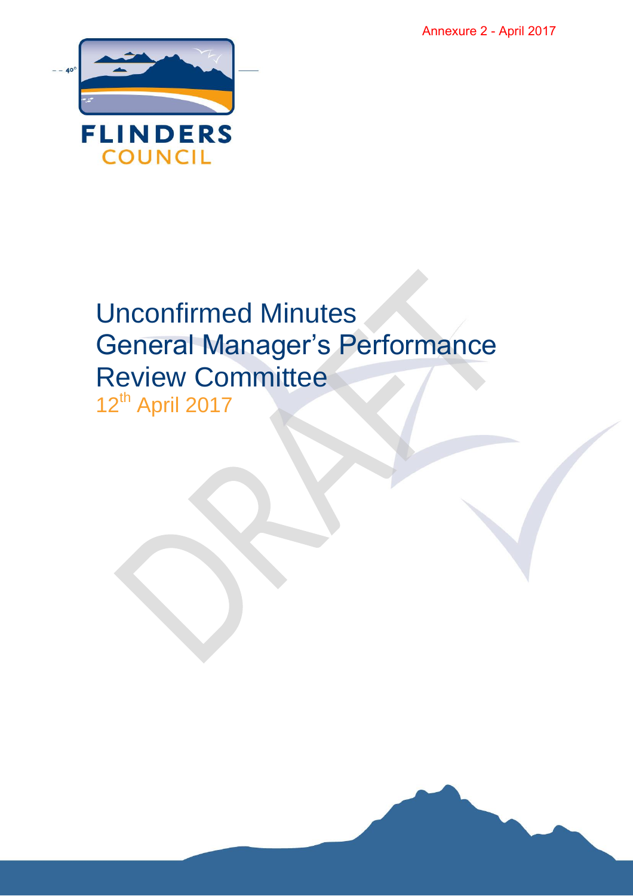Annexure 2 - April 2017

FLINDERS COUNCIL

# Unconfirmed Minutes General Manager's Performance Review Committee

12th April 2017

DRAFT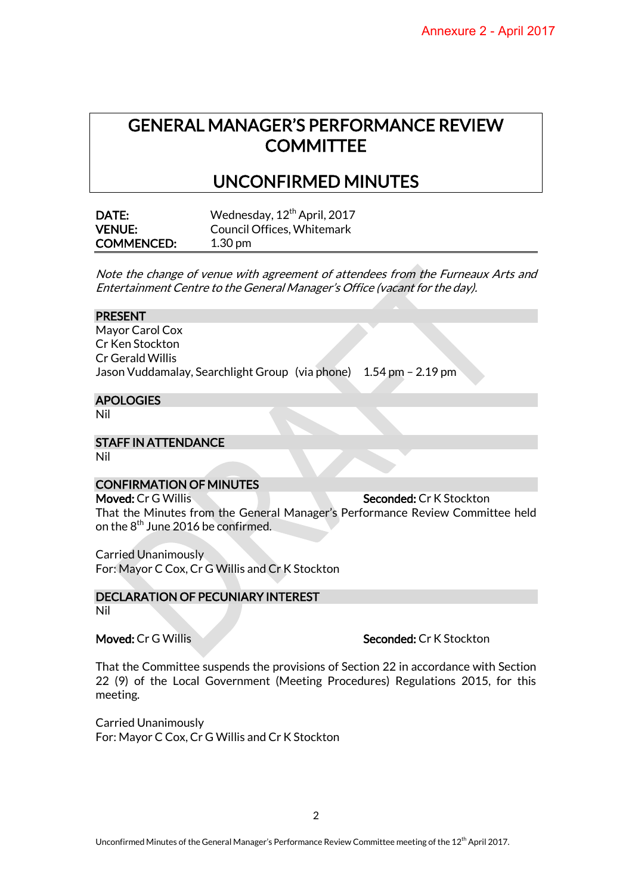# GENERAL MANAGER'S PERFORMANCE REVIEW COMMITTEE

# UNCONFIRMED MINUTES

**DATE:** Wednesday, 12th April, 2017
**VENUE:** Council Offices, Whitemark
**COMMENCED:** 1.30 pm

*Note the change of venue with agreement of attendees from the Furneaux Arts and Entertainment Centre to the General Manager's Office (vacant for the day).*

## PRESENT

Mayor Carol Cox
Cr Ken Stockton
Cr Gerald Willis
Jason Vuddamalay, Searchlight Group (via phone) 1.54 pm – 2.19 pm

## APOLOGIES

Nil

## STAFF IN ATTENDANCE

Nil

## CONFIRMATION OF MINUTES

**Moved:** Cr G Willis **Seconded:** Cr K Stockton

That the Minutes from the General Manager's Performance Review Committee held on the 8th June 2016 be confirmed.

Carried Unanimously
For: Mayor C Cox, Cr G Willis and Cr K Stockton

## DECLARATION OF PECUNIARY INTEREST

Nil

**Moved:** Cr G Willis **Seconded:** Cr K Stockton

That the Committee suspends the provisions of Section 22 in accordance with Section 22 (9) of the Local Government (Meeting Procedures) Regulations 2015, for this meeting.

Carried Unanimously
For: Mayor C Cox, Cr G Willis and Cr K Stockton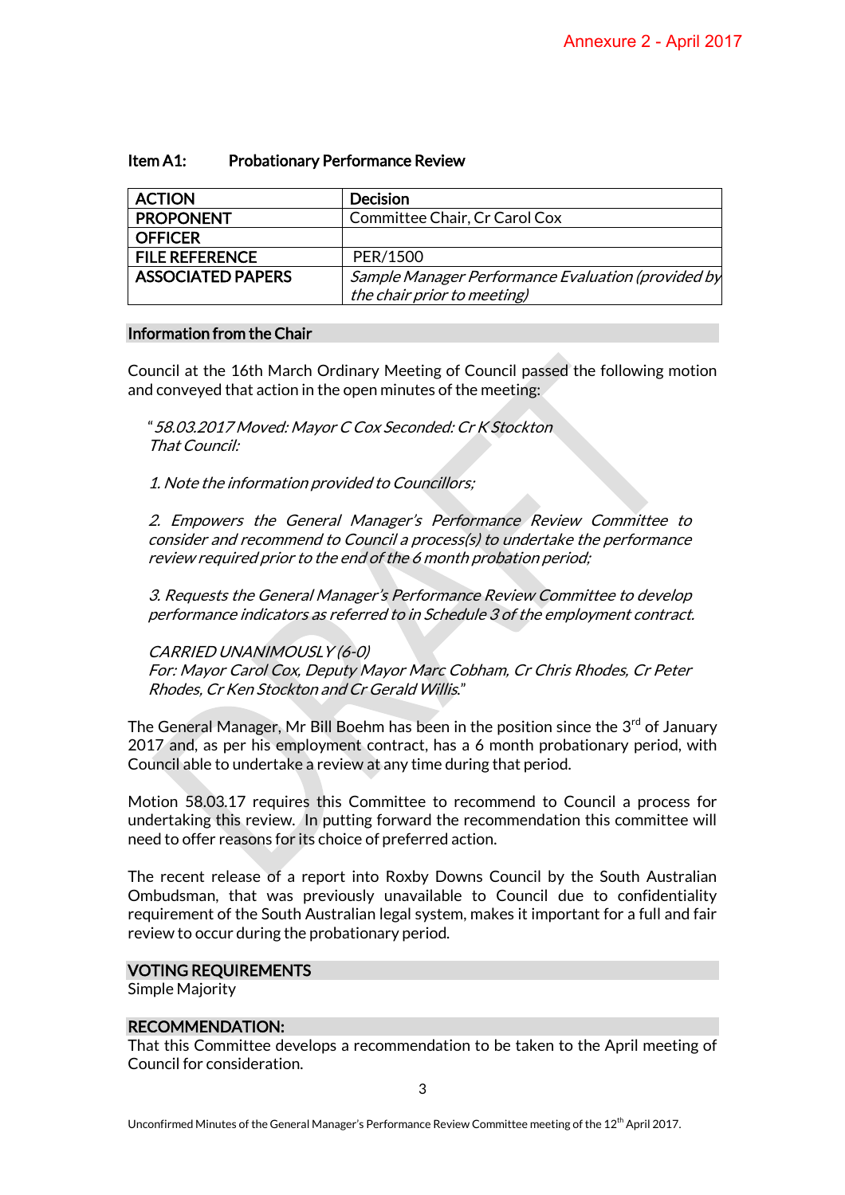## Item A1: Probationary Performance Review

| ACTION | Decision |
|---|---|
| PROPONENT | Committee Chair, Cr Carol Cox |
| OFFICER | |
| FILE REFERENCE | PER/1500 |
| ASSOCIATED PAPERS | *Sample Manager Performance Evaluation (provided by the chair prior to meeting)* |

### Information from the Chair

Council at the 16th March Ordinary Meeting of Council passed the following motion and conveyed that action in the open minutes of the meeting:

> "*58.03.2017 Moved: Mayor C Cox Seconded: Cr K Stockton*
> *That Council:*
>
> *1. Note the information provided to Councillors;*
>
> *2. Empowers the General Manager's Performance Review Committee to consider and recommend to Council a process(s) to undertake the performance review required prior to the end of the 6 month probation period;*
>
> *3. Requests the General Manager's Performance Review Committee to develop performance indicators as referred to in Schedule 3 of the employment contract.*
>
> *CARRIED UNANIMOUSLY (6-0)*
> *For: Mayor Carol Cox, Deputy Mayor Marc Cobham, Cr Chris Rhodes, Cr Peter Rhodes, Cr Ken Stockton and Cr Gerald Willis.*"

The General Manager, Mr Bill Boehm has been in the position since the 3rd of January 2017 and, as per his employment contract, has a 6 month probationary period, with Council able to undertake a review at any time during that period.

Motion 58.03.17 requires this Committee to recommend to Council a process for undertaking this review. In putting forward the recommendation this committee will need to offer reasons for its choice of preferred action.

The recent release of a report into Roxby Downs Council by the South Australian Ombudsman, that was previously unavailable to Council due to confidentiality requirement of the South Australian legal system, makes it important for a full and fair review to occur during the probationary period.

### VOTING REQUIREMENTS

Simple Majority

### RECOMMENDATION:

That this Committee develops a recommendation to be taken to the April meeting of Council for consideration.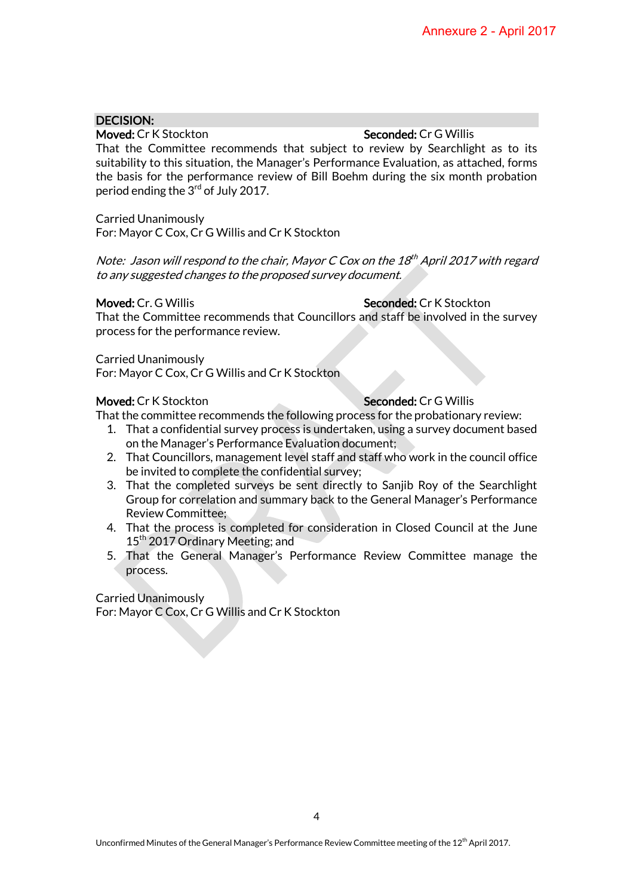**DECISION:**

**Moved:** Cr K Stockton **Seconded:** Cr G Willis

That the Committee recommends that subject to review by Searchlight as to its suitability to this situation, the Manager's Performance Evaluation, as attached, forms the basis for the performance review of Bill Boehm during the six month probation period ending the 3rd of July 2017.

Carried Unanimously
For: Mayor C Cox, Cr G Willis and Cr K Stockton

*Note: Jason will respond to the chair, Mayor C Cox on the 18th April 2017 with regard to any suggested changes to the proposed survey document.*

**Moved:** Cr. G Willis **Seconded:** Cr K Stockton

That the Committee recommends that Councillors and staff be involved in the survey process for the performance review.

Carried Unanimously
For: Mayor C Cox, Cr G Willis and Cr K Stockton

**Moved:** Cr K Stockton **Seconded:** Cr G Willis

That the committee recommends the following process for the probationary review:

1. That a confidential survey process is undertaken, using a survey document based on the Manager's Performance Evaluation document;
2. That Councillors, management level staff and staff who work in the council office be invited to complete the confidential survey;
3. That the completed surveys be sent directly to Sanjib Roy of the Searchlight Group for correlation and summary back to the General Manager's Performance Review Committee;
4. That the process is completed for consideration in Closed Council at the June 15th 2017 Ordinary Meeting; and
5. That the General Manager's Performance Review Committee manage the process.

Carried Unanimously
For: Mayor C Cox, Cr G Willis and Cr K Stockton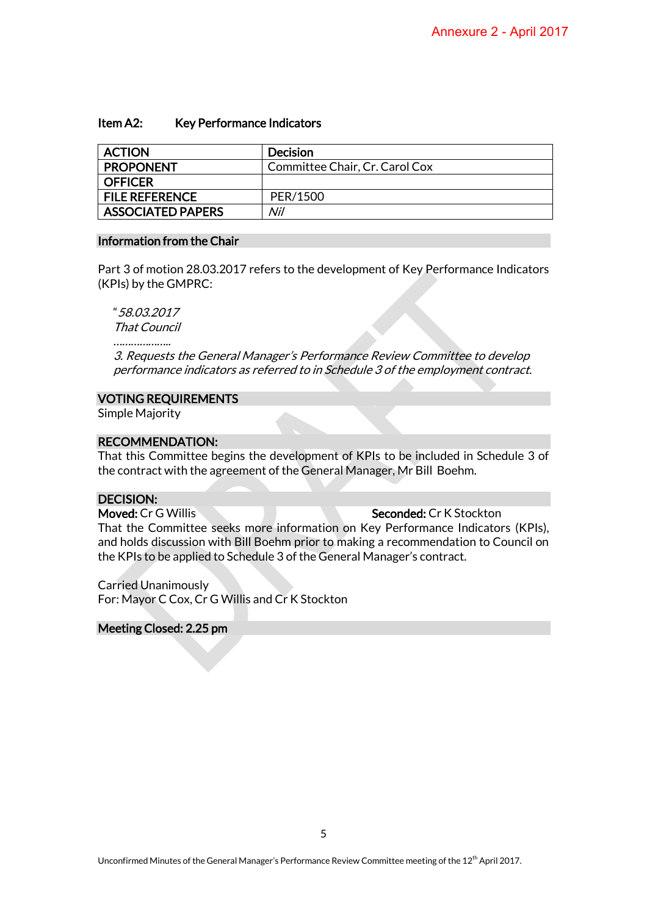Annexure 2 - April 2017

### Item A2: Key Performance Indicators

| ACTION | Decision |
|---|---|
| PROPONENT | Committee Chair, Cr. Carol Cox |
| OFFICER | |
| FILE REFERENCE | PER/1500 |
| ASSOCIATED PAPERS | *Nil* |

**Information from the Chair**

Part 3 of motion 28.03.2017 refers to the development of Key Performance Indicators (KPIs) by the GMPRC:

> "*58.03.2017*
> *That Council*
> *………………*
> *3. Requests the General Manager's Performance Review Committee to develop performance indicators as referred to in Schedule 3 of the employment contract.*

**VOTING REQUIREMENTS**

Simple Majority

**RECOMMENDATION:**

That this Committee begins the development of KPIs to be included in Schedule 3 of the contract with the agreement of the General Manager, Mr Bill Boehm.

**DECISION:**

**Moved:** Cr G Willis **Seconded:** Cr K Stockton

That the Committee seeks more information on Key Performance Indicators (KPIs), and holds discussion with Bill Boehm prior to making a recommendation to Council on the KPIs to be applied to Schedule 3 of the General Manager's contract.

Carried Unanimously
For: Mayor C Cox, Cr G Willis and Cr K Stockton

**Meeting Closed: 2.25 pm**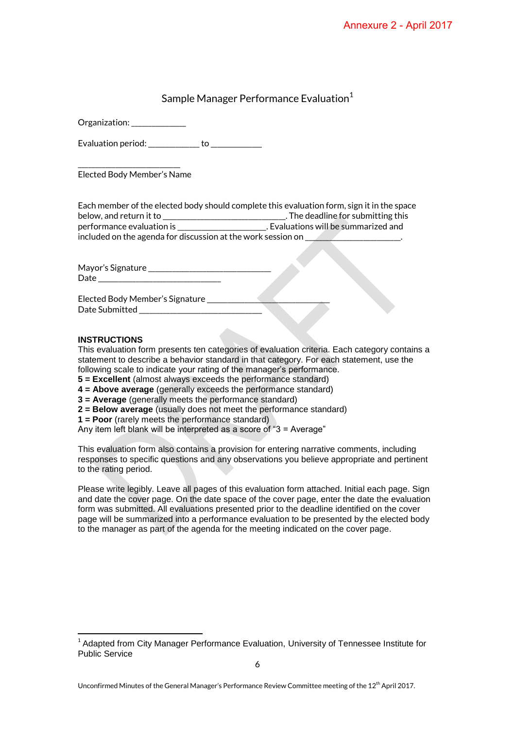# Sample Manager Performance Evaluation[1]

Organization: ____________

Evaluation period: ___________ to ___________

______________________

Elected Body Member's Name

Each member of the elected body should complete this evaluation form, sign it in the space below, and return it to ___________________________. The deadline for submitting this performance evaluation is ____________________. Evaluations will be summarized and included on the agenda for discussion at the work session on _____________________.

Mayor's Signature ___________________________

Date ___________________________

Elected Body Member's Signature ___________________________

Date Submitted ___________________________

## INSTRUCTIONS

This evaluation form presents ten categories of evaluation criteria. Each category contains a statement to describe a behavior standard in that category. For each statement, use the following scale to indicate your rating of the manager's performance.

**5 = Excellent** (almost always exceeds the performance standard)

**4 = Above average** (generally exceeds the performance standard)

**3 = Average** (generally meets the performance standard)

**2 = Below average** (usually does not meet the performance standard)

**1 = Poor** (rarely meets the performance standard)

Any item left blank will be interpreted as a score of "3 = Average"

This evaluation form also contains a provision for entering narrative comments, including responses to specific questions and any observations you believe appropriate and pertinent to the rating period.

Please write legibly. Leave all pages of this evaluation form attached. Initial each page. Sign and date the cover page. On the date space of the cover page, enter the date the evaluation form was submitted. All evaluations presented prior to the deadline identified on the cover page will be summarized into a performance evaluation to be presented by the elected body to the manager as part of the agenda for the meeting indicated on the cover page.

[1] Adapted from City Manager Performance Evaluation, University of Tennessee Institute for Public Service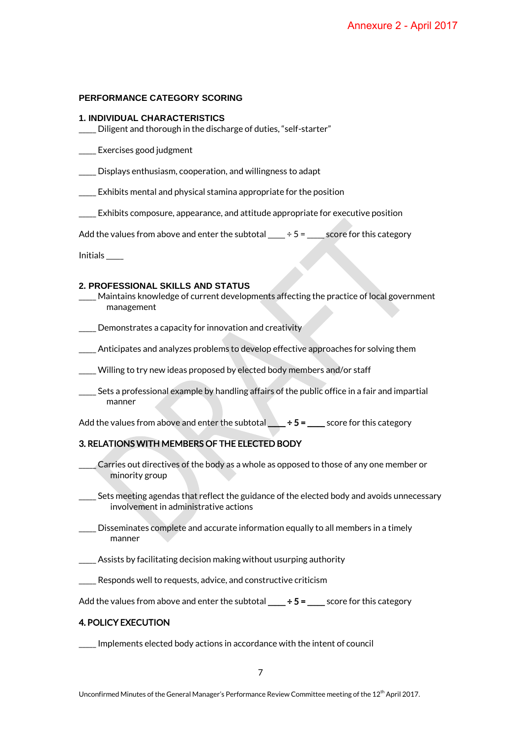Annexure 2 - April 2017

**PERFORMANCE CATEGORY SCORING**

**1. INDIVIDUAL CHARACTERISTICS**

____ Diligent and thorough in the discharge of duties, "self-starter"

____ Exercises good judgment

____ Displays enthusiasm, cooperation, and willingness to adapt

____ Exhibits mental and physical stamina appropriate for the position

____ Exhibits composure, appearance, and attitude appropriate for executive position

Add the values from above and enter the subtotal ____ ÷ 5 = ____ score for this category

Initials ____

**2. PROFESSIONAL SKILLS AND STATUS**

____ Maintains knowledge of current developments affecting the practice of local government management

____ Demonstrates a capacity for innovation and creativity

____ Anticipates and analyzes problems to develop effective approaches for solving them

____ Willing to try new ideas proposed by elected body members and/or staff

____ Sets a professional example by handling affairs of the public office in a fair and impartial manner

Add the values from above and enter the subtotal ____ **÷ 5 =** ____ score for this category

**3. RELATIONS WITH MEMBERS OF THE ELECTED BODY**

____ Carries out directives of the body as a whole as opposed to those of any one member or minority group

____ Sets meeting agendas that reflect the guidance of the elected body and avoids unnecessary involvement in administrative actions

____ Disseminates complete and accurate information equally to all members in a timely manner

____ Assists by facilitating decision making without usurping authority

____ Responds well to requests, advice, and constructive criticism

Add the values from above and enter the subtotal ____ **÷ 5 =** ____ score for this category

**4. POLICY EXECUTION**

____ Implements elected body actions in accordance with the intent of council

Unconfirmed Minutes of the General Manager's Performance Review Committee meeting of the 12th April 2017.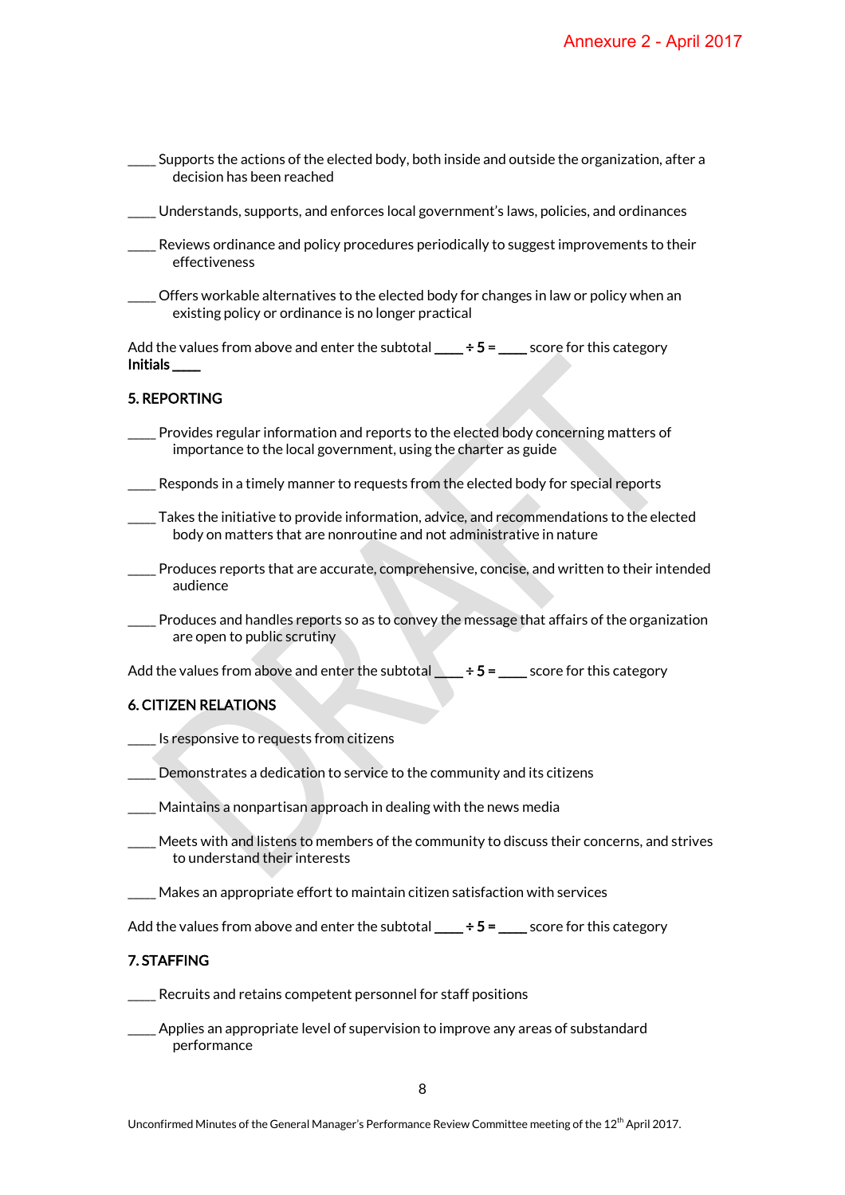____ Supports the actions of the elected body, both inside and outside the organization, after a decision has been reached

____ Understands, supports, and enforces local government's laws, policies, and ordinances

____ Reviews ordinance and policy procedures periodically to suggest improvements to their effectiveness

____ Offers workable alternatives to the elected body for changes in law or policy when an existing policy or ordinance is no longer practical

Add the values from above and enter the subtotal ____ **÷ 5 =** ____ score for this category
**Initials ____**

**5. REPORTING**

____ Provides regular information and reports to the elected body concerning matters of importance to the local government, using the charter as guide

____ Responds in a timely manner to requests from the elected body for special reports

____ Takes the initiative to provide information, advice, and recommendations to the elected body on matters that are nonroutine and not administrative in nature

____ Produces reports that are accurate, comprehensive, concise, and written to their intended audience

____ Produces and handles reports so as to convey the message that affairs of the organization are open to public scrutiny

Add the values from above and enter the subtotal ____ **÷ 5 =** ____ score for this category

**6. CITIZEN RELATIONS**

____ Is responsive to requests from citizens

____ Demonstrates a dedication to service to the community and its citizens

____ Maintains a nonpartisan approach in dealing with the news media

____ Meets with and listens to members of the community to discuss their concerns, and strives to understand their interests

____ Makes an appropriate effort to maintain citizen satisfaction with services

Add the values from above and enter the subtotal ____ **÷ 5 =** ____ score for this category

**7. STAFFING**

____ Recruits and retains competent personnel for staff positions

____ Applies an appropriate level of supervision to improve any areas of substandard performance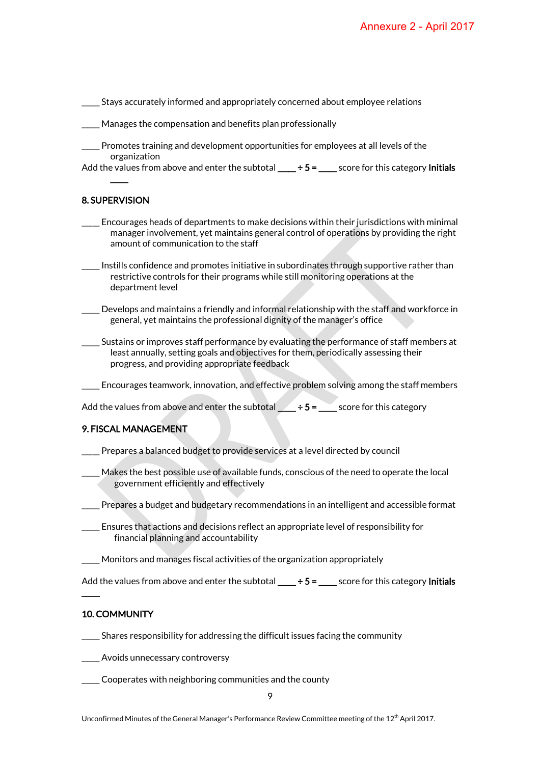____ Stays accurately informed and appropriately concerned about employee relations

____ Manages the compensation and benefits plan professionally

____ Promotes training and development opportunities for employees at all levels of the organization

Add the values from above and enter the subtotal ____ **÷ 5 =** ____ score for this category **Initials** ____

**8. SUPERVISION**

____ Encourages heads of departments to make decisions within their jurisdictions with minimal manager involvement, yet maintains general control of operations by providing the right amount of communication to the staff

____ Instills confidence and promotes initiative in subordinates through supportive rather than restrictive controls for their programs while still monitoring operations at the department level

____ Develops and maintains a friendly and informal relationship with the staff and workforce in general, yet maintains the professional dignity of the manager's office

____ Sustains or improves staff performance by evaluating the performance of staff members at least annually, setting goals and objectives for them, periodically assessing their progress, and providing appropriate feedback

____ Encourages teamwork, innovation, and effective problem solving among the staff members

Add the values from above and enter the subtotal ____ **÷ 5 =** ____ score for this category

**9. FISCAL MANAGEMENT**

____ Prepares a balanced budget to provide services at a level directed by council

____ Makes the best possible use of available funds, conscious of the need to operate the local government efficiently and effectively

____ Prepares a budget and budgetary recommendations in an intelligent and accessible format

____ Ensures that actions and decisions reflect an appropriate level of responsibility for financial planning and accountability

____ Monitors and manages fiscal activities of the organization appropriately

Add the values from above and enter the subtotal ____ **÷ 5 =** ____ score for this category **Initials** ____

**10. COMMUNITY**

____ Shares responsibility for addressing the difficult issues facing the community

____ Avoids unnecessary controversy

____ Cooperates with neighboring communities and the county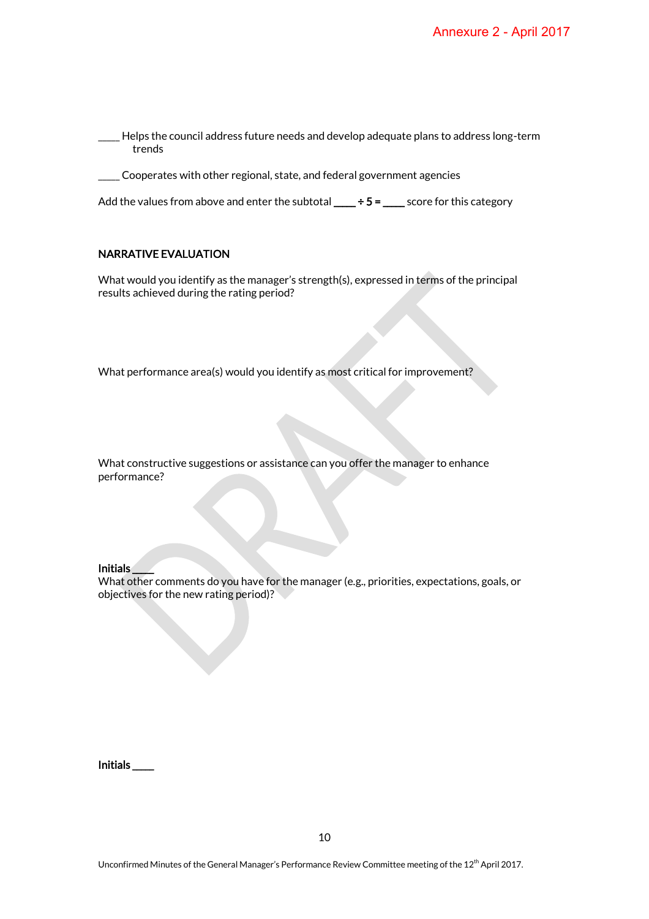____ Helps the council address future needs and develop adequate plans to address long-term trends

____ Cooperates with other regional, state, and federal government agencies

Add the values from above and enter the subtotal ____ **÷ 5 =** ____ score for this category

**NARRATIVE EVALUATION**

What would you identify as the manager's strength(s), expressed in terms of the principal results achieved during the rating period?

What performance area(s) would you identify as most critical for improvement?

What constructive suggestions or assistance can you offer the manager to enhance performance?

**Initials** ____

What other comments do you have for the manager (e.g., priorities, expectations, goals, or objectives for the new rating period)?

**Initials** ____